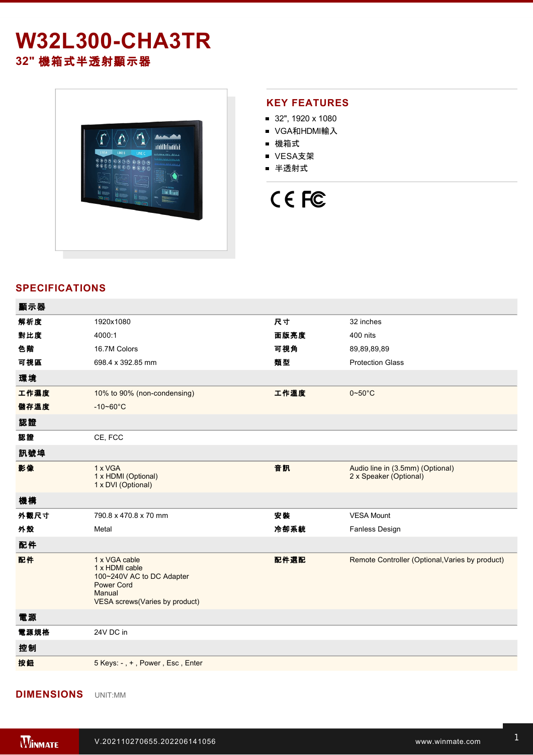# W32L300-CHA3TR

## 32" 機箱式半透射顯示器

## KEY FEATURES

- 32", 1920 x 1080
- VGA和HDMI輸入
- 機箱式
- VESA支架
- 半透射式

## SPECIFICATIONS

| 顯示器 | | | |
|---|---|---|---|
| 解析度 | 1920x1080 | 尺寸 | 32 inches |
| 對比度 | 4000:1 | 面版亮度 | 400 nits |
| 色階 | 16.7M Colors | 可視角 | 89,89,89,89 |
| 可視區 | 698.4 x 392.85 mm | 類型 | Protection Glass |
| **環境** | | | |
| 工作濕度 | 10% to 90% (non-condensing) | 工作溫度 | 0~50°C |
| 儲存溫度 | -10~60°C | | |
| **認證** | | | |
| 認證 | CE, FCC | | |
| **訊號埠** | | | |
| 影像 | 1 x VGA<br>1 x HDMI (Optional)<br>1 x DVI (Optional) | 音訊 | Audio line in (3.5mm) (Optional)<br>2 x Speaker (Optional) |
| **機構** | | | |
| 外觀尺寸 | 790.8 x 470.8 x 70 mm | 安裝 | VESA Mount |
| 外殼 | Metal | 冷卻系統 | Fanless Design |
| **配件** | | | |
| 配件 | 1 x VGA cable<br>1 x HDMI cable<br>100~240V AC to DC Adapter<br>Power Cord<br>Manual<br>VESA screws(Varies by product) | 配件選配 | Remote Controller (Optional,Varies by product) |
| **電源** | | | |
| 電源規格 | 24V DC in | | |
| **控制** | | | |
| 按鈕 | 5 Keys: - , + , Power , Esc , Enter | | |

## DIMENSIONS

UNIT:MM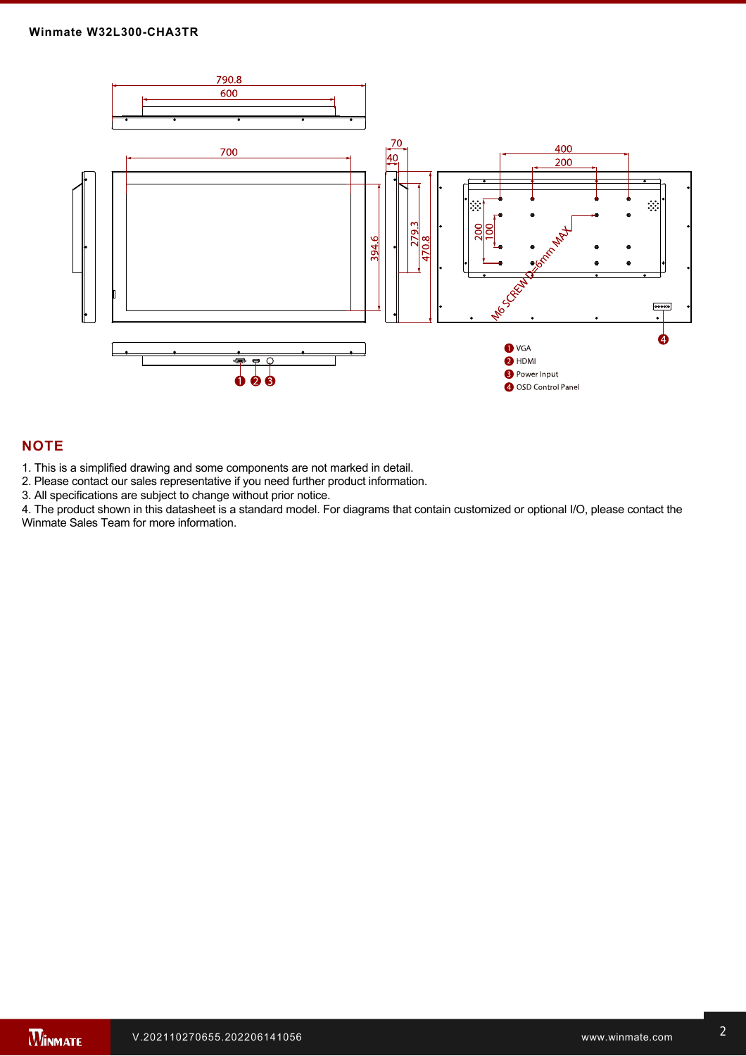Winmate W32L300-CHA3TR

790.8
600
700
70
40
394.6
279.3
470.8
400
200
200
100
M6 SCREW D=6mm MAX

1 VGA
2 HDMI
3 Power Input
4 OSD Control Panel

## NOTE

1. This is a simplified drawing and some components are not marked in detail.
2. Please contact our sales representative if you need further product information.
3. All specifications are subject to change without prior notice.
4. The product shown in this datasheet is a standard model. For diagrams that contain customized or optional I/O, please contact the Winmate Sales Team for more information.